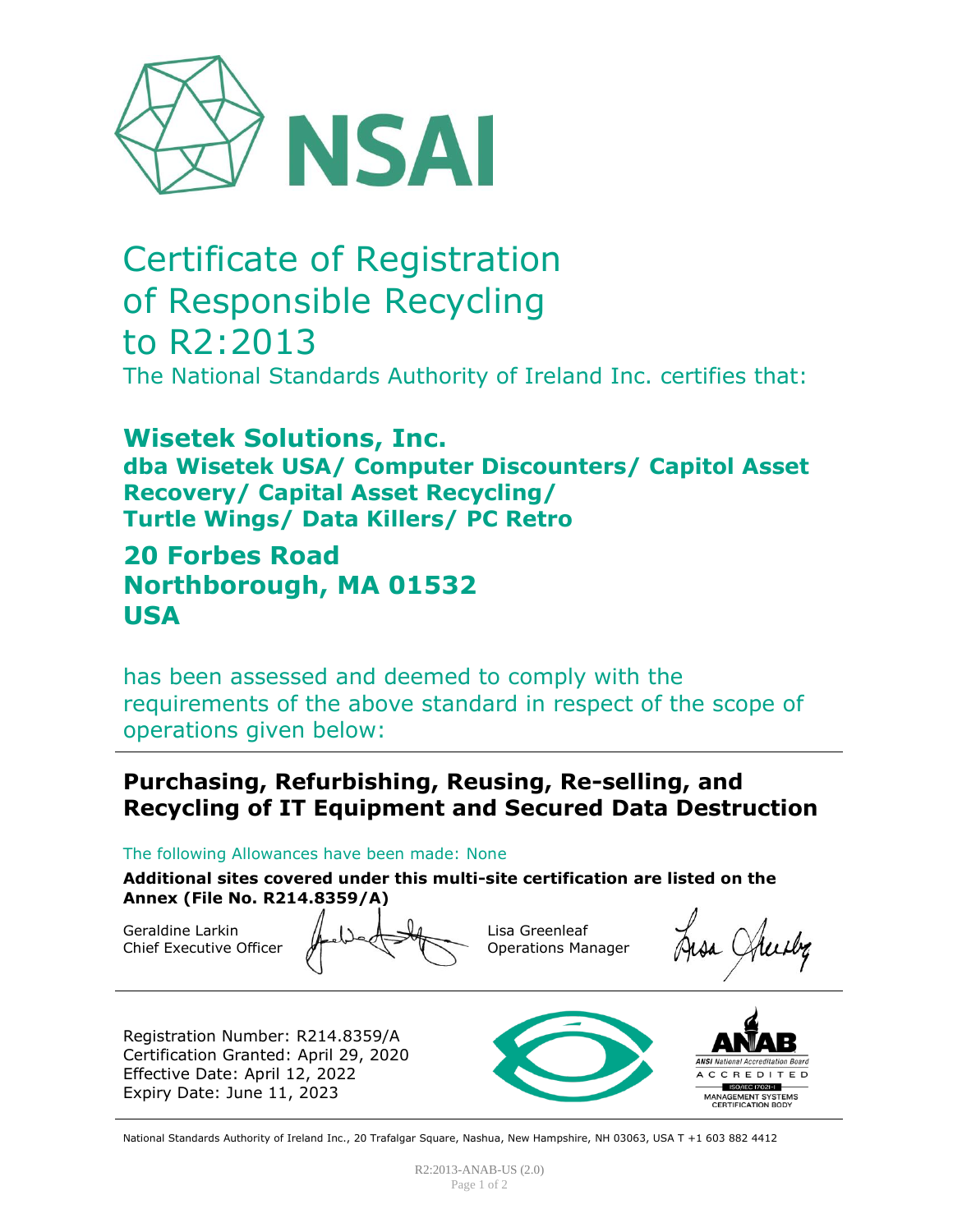NSAI

# Certificate of Registration of Responsible Recycling to R2:2013

The National Standards Authority of Ireland Inc. certifies that:

## Wisetek Solutions, Inc.

**dba Wisetek USA/ Computer Discounters/ Capitol Asset Recovery/ Capital Asset Recycling/ Turtle Wings/ Data Killers/ PC Retro**

**20 Forbes Road**
**Northborough, MA 01532**
**USA**

has been assessed and deemed to comply with the requirements of the above standard in respect of the scope of operations given below:

---

**Purchasing, Refurbishing, Reusing, Re-selling, and Recycling of IT Equipment and Secured Data Destruction**

The following Allowances have been made: None

**Additional sites covered under this multi-site certification are listed on the Annex (File No. R214.8359/A)**

Geraldine Larkin
Chief Executive Officer

Lisa Greenleaf
Operations Manager

---

Registration Number: R214.8359/A
Certification Granted: April 29, 2020
Effective Date: April 12, 2022
Expiry Date: June 11, 2023

ANAB — ANSI National Accreditation Board — ACCREDITED — ISO/IEC 17021-1 — MANAGEMENT SYSTEMS CERTIFICATION BODY

---

National Standards Authority of Ireland Inc., 20 Trafalgar Square, Nashua, New Hampshire, NH 03063, USA T +1 603 882 4412

R2:2013-ANAB-US (2.0)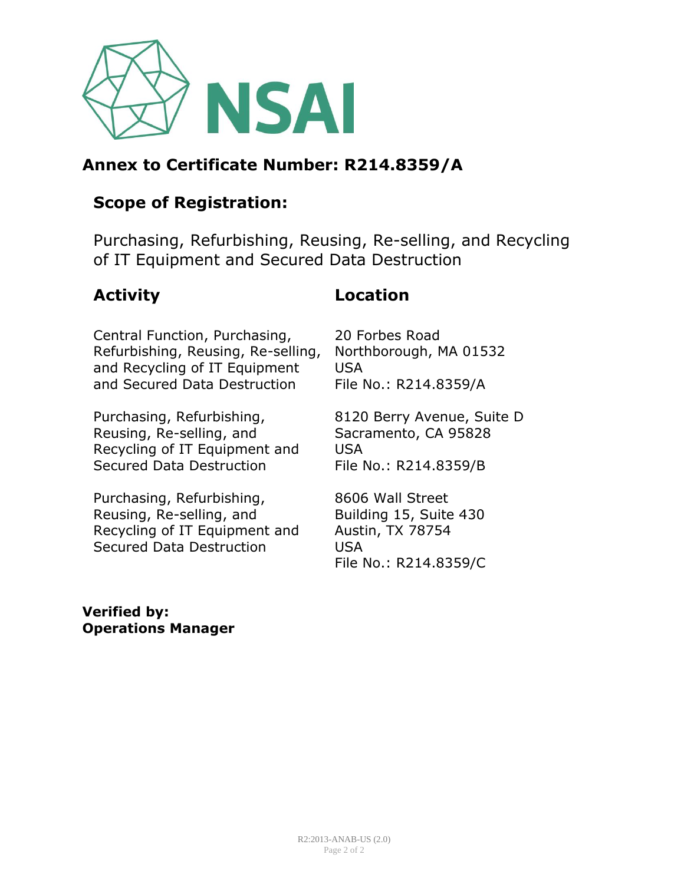NSAI

## Annex to Certificate Number: R214.8359/A

### Scope of Registration:

Purchasing, Refurbishing, Reusing, Re-selling, and Recycling of IT Equipment and Secured Data Destruction

| Activity | Location |
| --- | --- |
| Central Function, Purchasing, Refurbishing, Reusing, Re-selling, and Recycling of IT Equipment and Secured Data Destruction | 20 Forbes Road<br>Northborough, MA 01532<br>USA<br>File No.: R214.8359/A |
| Purchasing, Refurbishing, Reusing, Re-selling, and Recycling of IT Equipment and Secured Data Destruction | 8120 Berry Avenue, Suite D<br>Sacramento, CA 95828<br>USA<br>File No.: R214.8359/B |
| Purchasing, Refurbishing, Reusing, Re-selling, and Recycling of IT Equipment and Secured Data Destruction | 8606 Wall Street<br>Building 15, Suite 430<br>Austin, TX 78754<br>USA<br>File No.: R214.8359/C |

**Verified by:**
**Operations Manager**

R2:2013-ANAB-US (2.0)